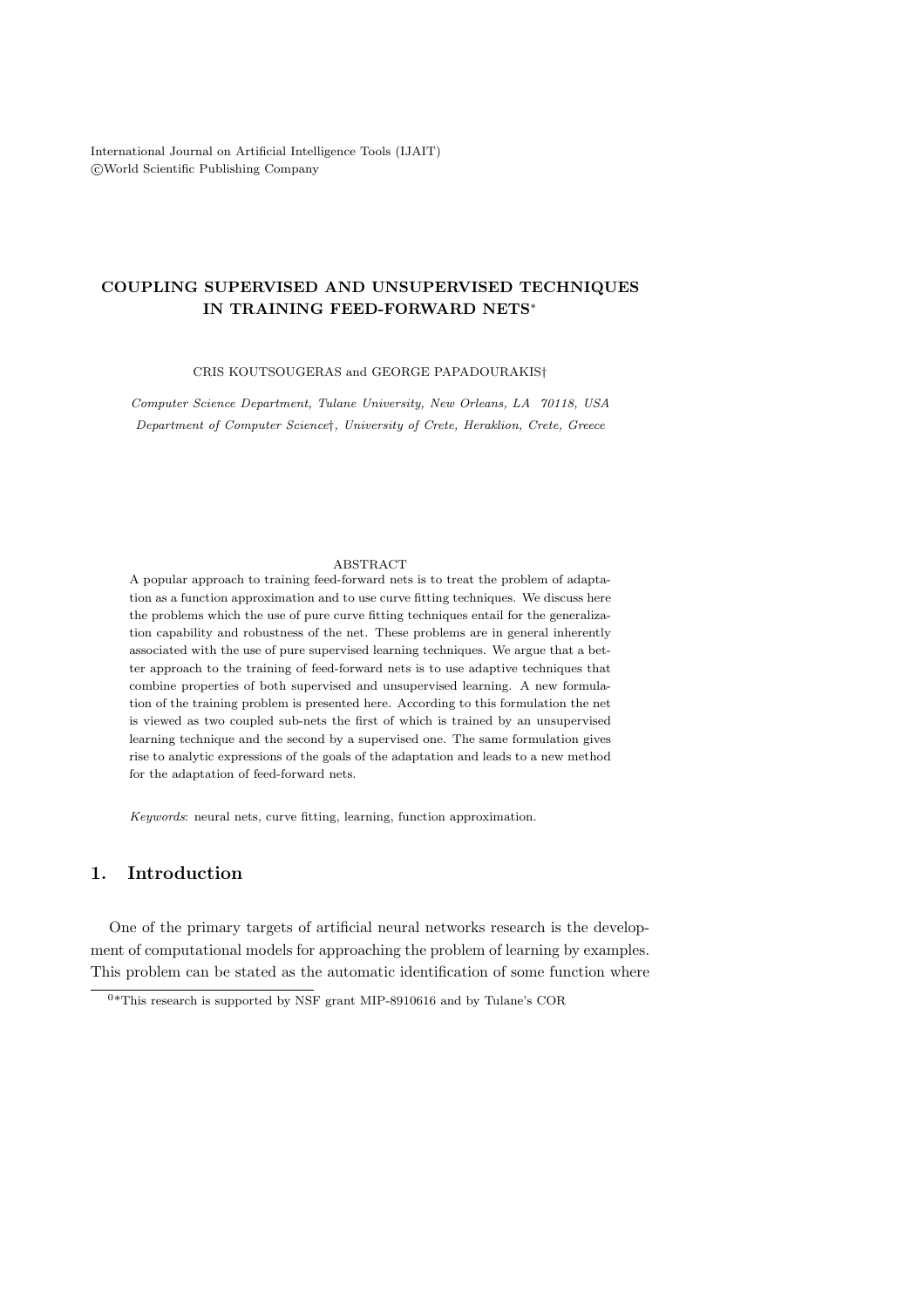International Journal on Artificial Intelligence Tools (IJAIT)
©World Scientific Publishing Company

# COUPLING SUPERVISED AND UNSUPERVISED TECHNIQUES IN TRAINING FEED-FORWARD NETS*

CRIS KOUTSOUGERAS and GEORGE PAPADOURAKIS†

*Computer Science Department, Tulane University, New Orleans, LA 70118, USA*
*Department of Computer Science†, University of Crete, Heraklion, Crete, Greece*

ABSTRACT

A popular approach to training feed-forward nets is to treat the problem of adaptation as a function approximation and to use curve fitting techniques. We discuss here the problems which the use of pure curve fitting techniques entail for the generalization capability and robustness of the net. These problems are in general inherently associated with the use of pure supervised learning techniques. We argue that a better approach to the training of feed-forward nets is to use adaptive techniques that combine properties of both supervised and unsupervised learning. A new formulation of the training problem is presented here. According to this formulation the net is viewed as two coupled sub-nets the first of which is trained by an unsupervised learning technique and the second by a supervised one. The same formulation gives rise to analytic expressions of the goals of the adaptation and leads to a new method for the adaptation of feed-forward nets.

*Keywords*: neural nets, curve fitting, learning, function approximation.

## 1. Introduction

One of the primary targets of artificial neural networks research is the development of computational models for approaching the problem of learning by examples. This problem can be stated as the automatic identification of some function where

---

[0]*This research is supported by NSF grant MIP-8910616 and by Tulane's COR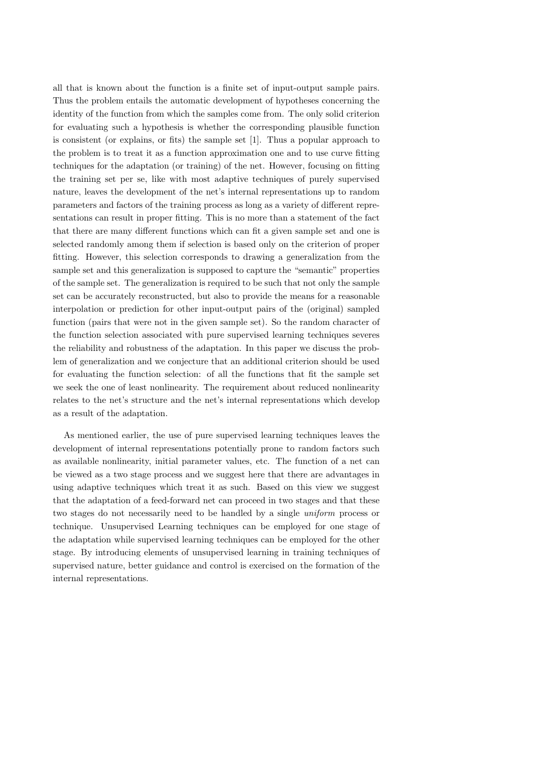all that is known about the function is a finite set of input-output sample pairs. Thus the problem entails the automatic development of hypotheses concerning the identity of the function from which the samples come from. The only solid criterion for evaluating such a hypothesis is whether the corresponding plausible function is consistent (or explains, or fits) the sample set [1]. Thus a popular approach to the problem is to treat it as a function approximation one and to use curve fitting techniques for the adaptation (or training) of the net. However, focusing on fitting the training set per se, like with most adaptive techniques of purely supervised nature, leaves the development of the net's internal representations up to random parameters and factors of the training process as long as a variety of different representations can result in proper fitting. This is no more than a statement of the fact that there are many different functions which can fit a given sample set and one is selected randomly among them if selection is based only on the criterion of proper fitting. However, this selection corresponds to drawing a generalization from the sample set and this generalization is supposed to capture the "semantic" properties of the sample set. The generalization is required to be such that not only the sample set can be accurately reconstructed, but also to provide the means for a reasonable interpolation or prediction for other input-output pairs of the (original) sampled function (pairs that were not in the given sample set). So the random character of the function selection associated with pure supervised learning techniques severes the reliability and robustness of the adaptation. In this paper we discuss the problem of generalization and we conjecture that an additional criterion should be used for evaluating the function selection: of all the functions that fit the sample set we seek the one of least nonlinearity. The requirement about reduced nonlinearity relates to the net's structure and the net's internal representations which develop as a result of the adaptation.

As mentioned earlier, the use of pure supervised learning techniques leaves the development of internal representations potentially prone to random factors such as available nonlinearity, initial parameter values, etc. The function of a net can be viewed as a two stage process and we suggest here that there are advantages in using adaptive techniques which treat it as such. Based on this view we suggest that the adaptation of a feed-forward net can proceed in two stages and that these two stages do not necessarily need to be handled by a single *uniform* process or technique. Unsupervised Learning techniques can be employed for one stage of the adaptation while supervised learning techniques can be employed for the other stage. By introducing elements of unsupervised learning in training techniques of supervised nature, better guidance and control is exercised on the formation of the internal representations.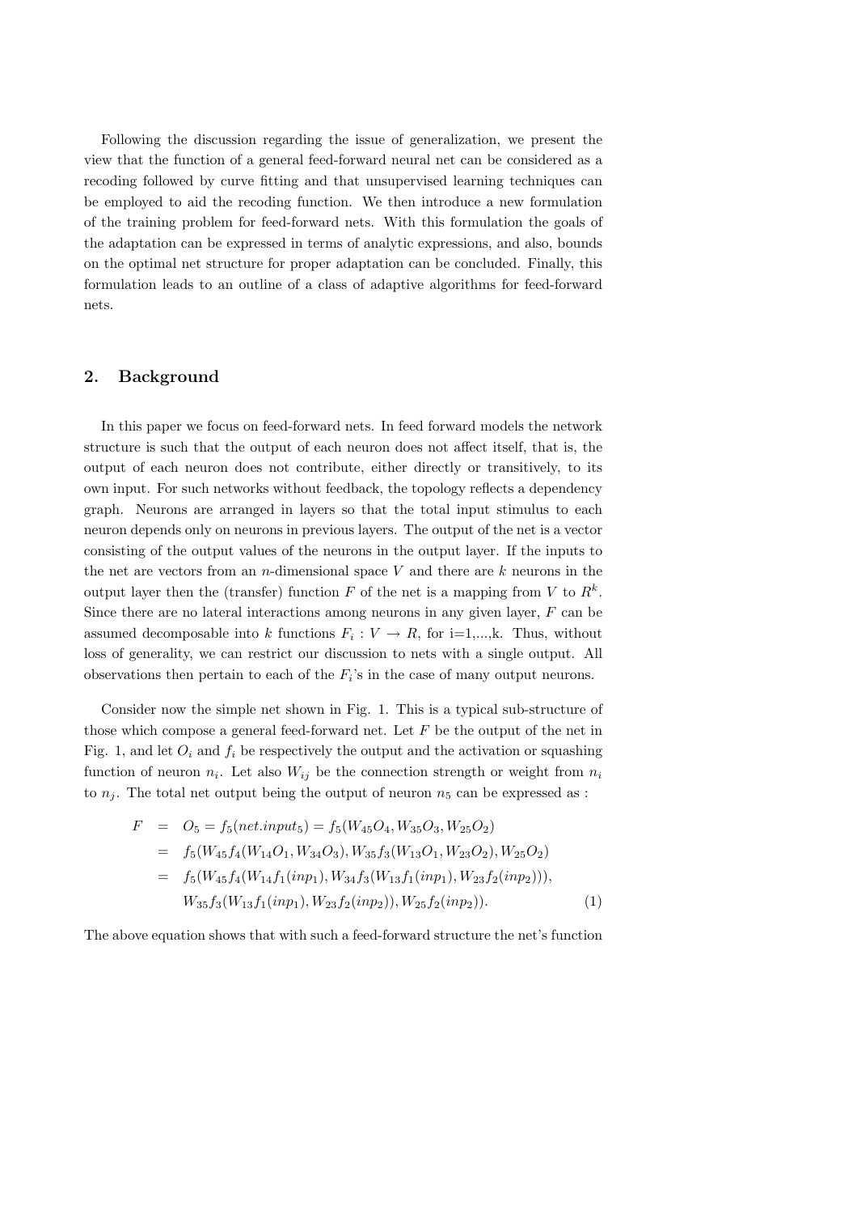Following the discussion regarding the issue of generalization, we present the view that the function of a general feed-forward neural net can be considered as a recoding followed by curve fitting and that unsupervised learning techniques can be employed to aid the recoding function. We then introduce a new formulation of the training problem for feed-forward nets. With this formulation the goals of the adaptation can be expressed in terms of analytic expressions, and also, bounds on the optimal net structure for proper adaptation can be concluded. Finally, this formulation leads to an outline of a class of adaptive algorithms for feed-forward nets.

## 2. Background

In this paper we focus on feed-forward nets. In feed forward models the network structure is such that the output of each neuron does not affect itself, that is, the output of each neuron does not contribute, either directly or transitively, to its own input. For such networks without feedback, the topology reflects a dependency graph. Neurons are arranged in layers so that the total input stimulus to each neuron depends only on neurons in previous layers. The output of the net is a vector consisting of the output values of the neurons in the output layer. If the inputs to the net are vectors from an $n$-dimensional space $V$ and there are $k$ neurons in the output layer then the (transfer) function $F$ of the net is a mapping from $V$ to $R^k$. Since there are no lateral interactions among neurons in any given layer, $F$ can be assumed decomposable into $k$ functions $F_i : V \rightarrow R$, for i=1,...,k. Thus, without loss of generality, we can restrict our discussion to nets with a single output. All observations then pertain to each of the $F_i$'s in the case of many output neurons.

Consider now the simple net shown in Fig. 1. This is a typical sub-structure of those which compose a general feed-forward net. Let $F$ be the output of the net in Fig. 1, and let $O_i$ and $f_i$ be respectively the output and the activation or squashing function of neuron $n_i$. Let also $W_{ij}$ be the connection strength or weight from $n_i$ to $n_j$. The total net output being the output of neuron $n_5$ can be expressed as :

$$
\begin{aligned}
F &= O_5 = f_5(net.input_5) = f_5(W_{45}O_4, W_{35}O_3, W_{25}O_2) \\
&= f_5(W_{45}f_4(W_{14}O_1, W_{34}O_3), W_{35}f_3(W_{13}O_1, W_{23}O_2), W_{25}O_2) \\
&= f_5(W_{45}f_4(W_{14}f_1(inp_1), W_{34}f_3(W_{13}f_1(inp_1), W_{23}f_2(inp_2))), \\
&\quad W_{35}f_3(W_{13}f_1(inp_1), W_{23}f_2(inp_2)), W_{25}f_2(inp_2)). \qquad (1)
\end{aligned}
$$

The above equation shows that with such a feed-forward structure the net's function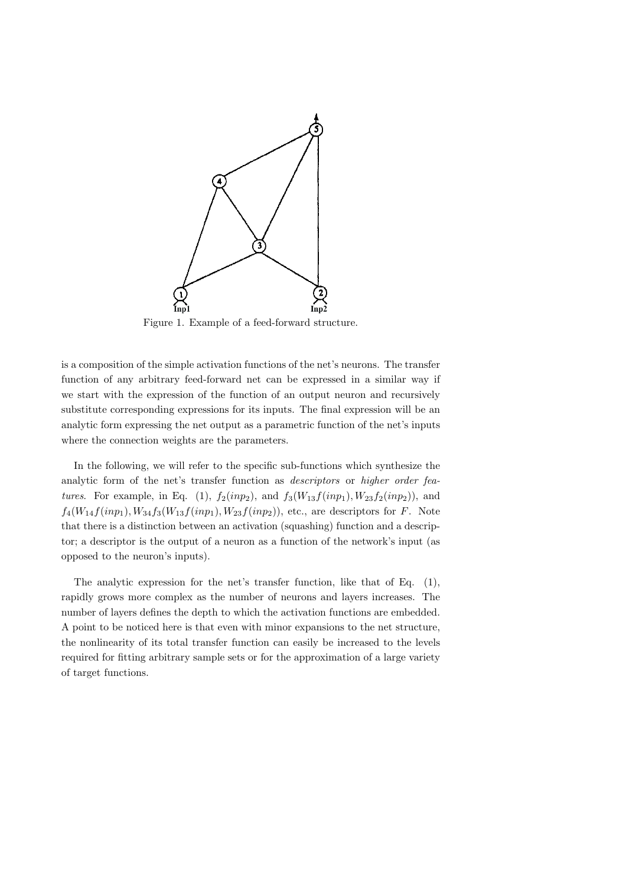Figure 1. Example of a feed-forward structure.

is a composition of the simple activation functions of the net's neurons. The transfer function of any arbitrary feed-forward net can be expressed in a similar way if we start with the expression of the function of an output neuron and recursively substitute corresponding expressions for its inputs. The final expression will be an analytic form expressing the net output as a parametric function of the net's inputs where the connection weights are the parameters.

In the following, we will refer to the specific sub-functions which synthesize the analytic form of the net's transfer function as *descriptors* or *higher order features*. For example, in Eq. (1), $f_2(inp_2)$, and $f_3(W_{13}f(inp_1), W_{23}f_2(inp_2))$, and $f_4(W_{14}f(inp_1), W_{34}f_3(W_{13}f(inp_1), W_{23}f(inp_2))$, etc., are descriptors for $F$. Note that there is a distinction between an activation (squashing) function and a descriptor; a descriptor is the output of a neuron as a function of the network's input (as opposed to the neuron's inputs).

The analytic expression for the net's transfer function, like that of Eq. (1), rapidly grows more complex as the number of neurons and layers increases. The number of layers defines the depth to which the activation functions are embedded. A point to be noticed here is that even with minor expansions to the net structure, the nonlinearity of its total transfer function can easily be increased to the levels required for fitting arbitrary sample sets or for the approximation of a large variety of target functions.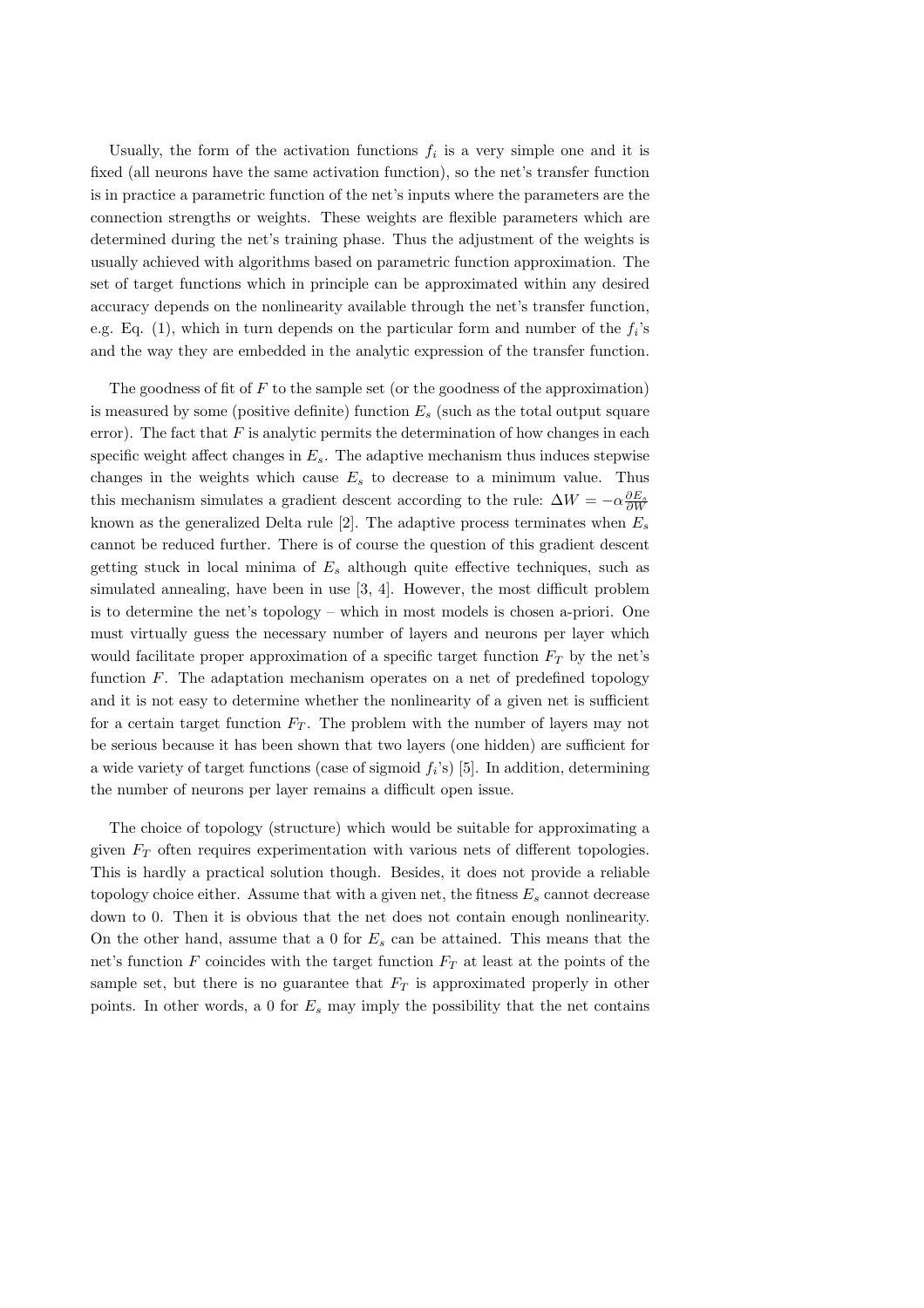Usually, the form of the activation functions $f_i$ is a very simple one and it is fixed (all neurons have the same activation function), so the net's transfer function is in practice a parametric function of the net's inputs where the parameters are the connection strengths or weights. These weights are flexible parameters which are determined during the net's training phase. Thus the adjustment of the weights is usually achieved with algorithms based on parametric function approximation. The set of target functions which in principle can be approximated within any desired accuracy depends on the nonlinearity available through the net's transfer function, e.g. Eq. (1), which in turn depends on the particular form and number of the $f_i$'s and the way they are embedded in the analytic expression of the transfer function.

The goodness of fit of $F$ to the sample set (or the goodness of the approximation) is measured by some (positive definite) function $E_s$ (such as the total output square error). The fact that $F$ is analytic permits the determination of how changes in each specific weight affect changes in $E_s$. The adaptive mechanism thus induces stepwise changes in the weights which cause $E_s$ to decrease to a minimum value. Thus this mechanism simulates a gradient descent according to the rule: $\Delta W = -\alpha \frac{\partial E_s}{\partial W}$ known as the generalized Delta rule [2]. The adaptive process terminates when $E_s$ cannot be reduced further. There is of course the question of this gradient descent getting stuck in local minima of $E_s$ although quite effective techniques, such as simulated annealing, have been in use [3, 4]. However, the most difficult problem is to determine the net's topology – which in most models is chosen a-priori. One must virtually guess the necessary number of layers and neurons per layer which would facilitate proper approximation of a specific target function $F_T$ by the net's function $F$. The adaptation mechanism operates on a net of predefined topology and it is not easy to determine whether the nonlinearity of a given net is sufficient for a certain target function $F_T$. The problem with the number of layers may not be serious because it has been shown that two layers (one hidden) are sufficient for a wide variety of target functions (case of sigmoid $f_i$'s) [5]. In addition, determining the number of neurons per layer remains a difficult open issue.

The choice of topology (structure) which would be suitable for approximating a given $F_T$ often requires experimentation with various nets of different topologies. This is hardly a practical solution though. Besides, it does not provide a reliable topology choice either. Assume that with a given net, the fitness $E_s$ cannot decrease down to 0. Then it is obvious that the net does not contain enough nonlinearity. On the other hand, assume that a 0 for $E_s$ can be attained. This means that the net's function $F$ coincides with the target function $F_T$ at least at the points of the sample set, but there is no guarantee that $F_T$ is approximated properly in other points. In other words, a 0 for $E_s$ may imply the possibility that the net contains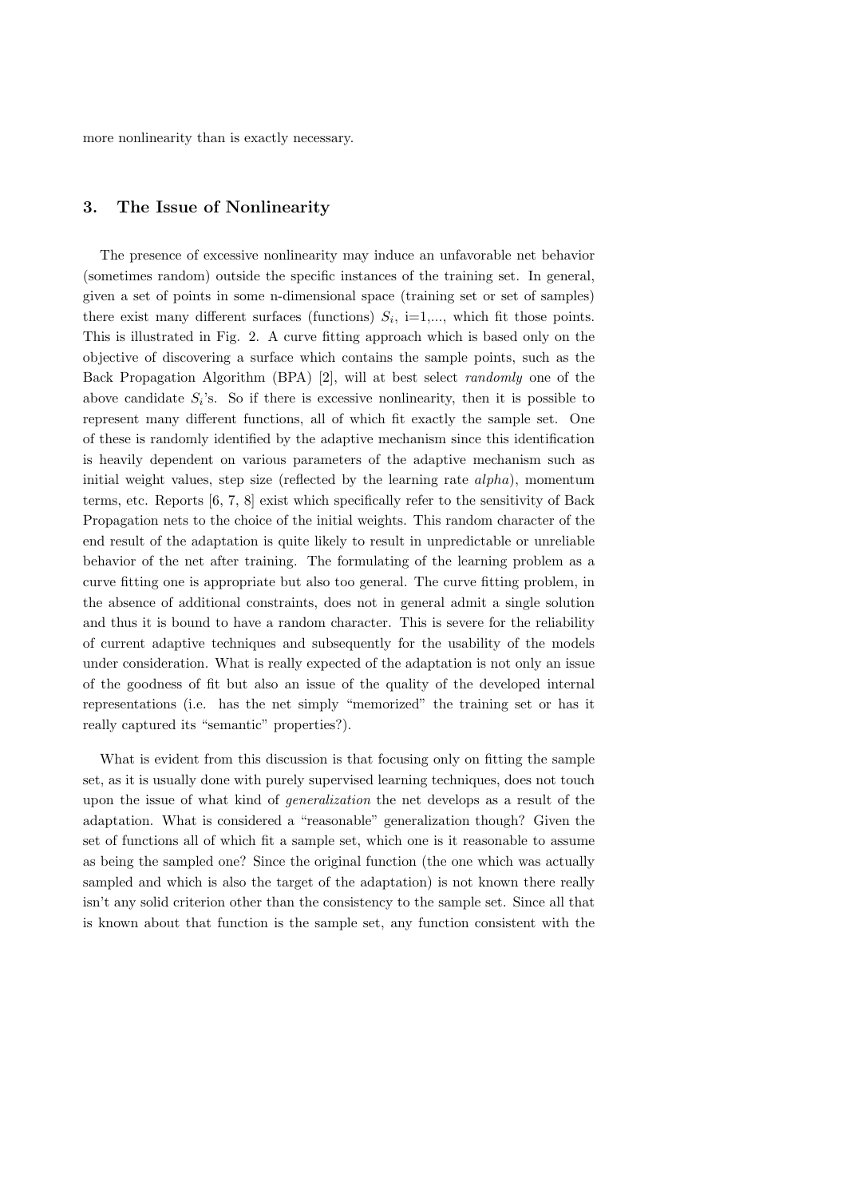more nonlinearity than is exactly necessary.

## 3. The Issue of Nonlinearity

The presence of excessive nonlinearity may induce an unfavorable net behavior (sometimes random) outside the specific instances of the training set. In general, given a set of points in some n-dimensional space (training set or set of samples) there exist many different surfaces (functions) $S_i$, i=1,..., which fit those points. This is illustrated in Fig. 2. A curve fitting approach which is based only on the objective of discovering a surface which contains the sample points, such as the Back Propagation Algorithm (BPA) [2], will at best select *randomly* one of the above candidate $S_i$'s. So if there is excessive nonlinearity, then it is possible to represent many different functions, all of which fit exactly the sample set. One of these is randomly identified by the adaptive mechanism since this identification is heavily dependent on various parameters of the adaptive mechanism such as initial weight values, step size (reflected by the learning rate *alpha*), momentum terms, etc. Reports [6, 7, 8] exist which specifically refer to the sensitivity of Back Propagation nets to the choice of the initial weights. This random character of the end result of the adaptation is quite likely to result in unpredictable or unreliable behavior of the net after training. The formulating of the learning problem as a curve fitting one is appropriate but also too general. The curve fitting problem, in the absence of additional constraints, does not in general admit a single solution and thus it is bound to have a random character. This is severe for the reliability of current adaptive techniques and subsequently for the usability of the models under consideration. What is really expected of the adaptation is not only an issue of the goodness of fit but also an issue of the quality of the developed internal representations (i.e. has the net simply "memorized" the training set or has it really captured its "semantic" properties?).

What is evident from this discussion is that focusing only on fitting the sample set, as it is usually done with purely supervised learning techniques, does not touch upon the issue of what kind of *generalization* the net develops as a result of the adaptation. What is considered a "reasonable" generalization though? Given the set of functions all of which fit a sample set, which one is it reasonable to assume as being the sampled one? Since the original function (the one which was actually sampled and which is also the target of the adaptation) is not known there really isn't any solid criterion other than the consistency to the sample set. Since all that is known about that function is the sample set, any function consistent with the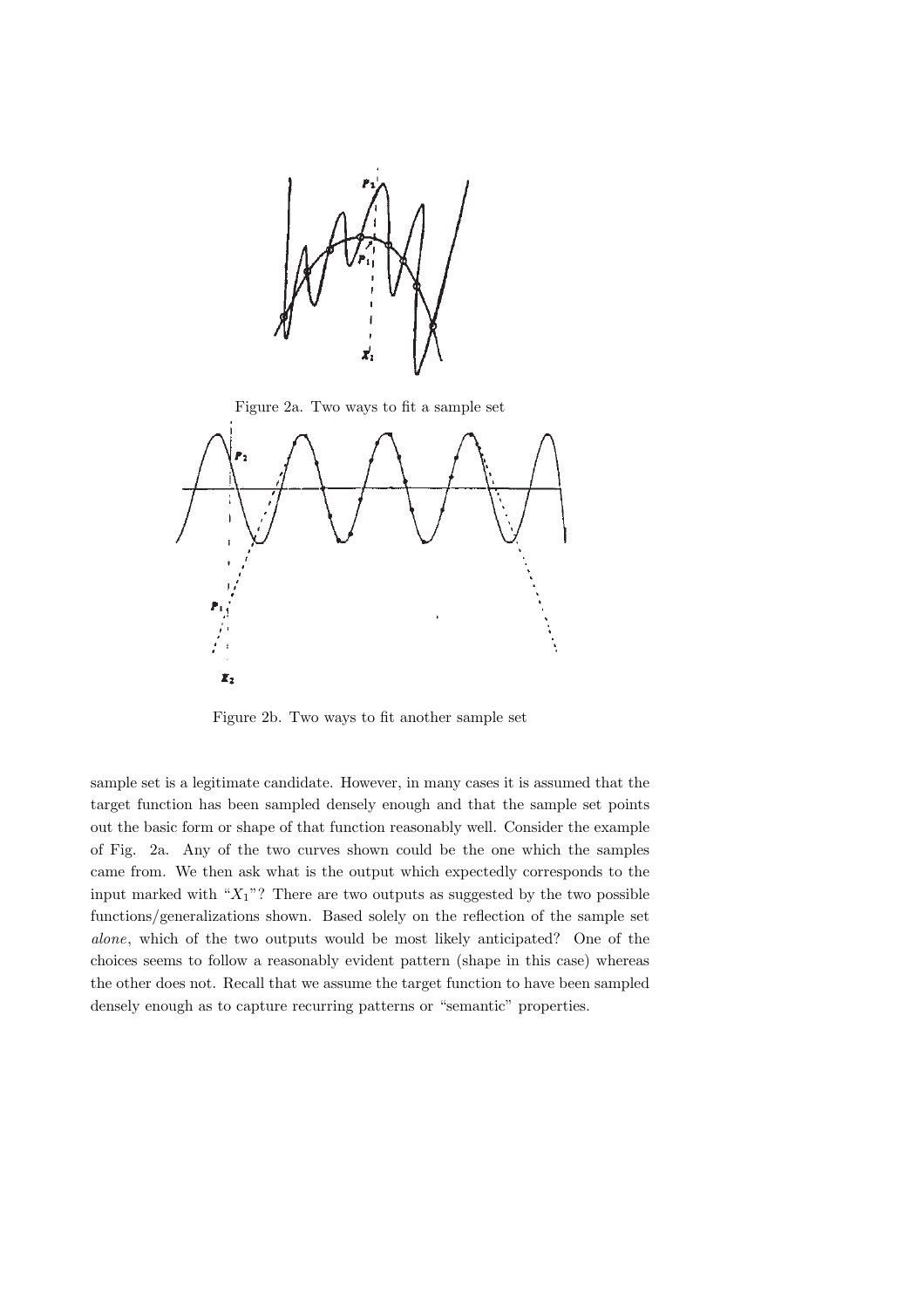Figure 2a. Two ways to fit a sample set

Figure 2b. Two ways to fit another sample set

sample set is a legitimate candidate. However, in many cases it is assumed that the target function has been sampled densely enough and that the sample set points out the basic form or shape of that function reasonably well. Consider the example of Fig. 2a. Any of the two curves shown could be the one which the samples came from. We then ask what is the output which expectedly corresponds to the input marked with "$X_1$"? There are two outputs as suggested by the two possible functions/generalizations shown. Based solely on the reflection of the sample set *alone*, which of the two outputs would be most likely anticipated? One of the choices seems to follow a reasonably evident pattern (shape in this case) whereas the other does not. Recall that we assume the target function to have been sampled densely enough as to capture recurring patterns or "semantic" properties.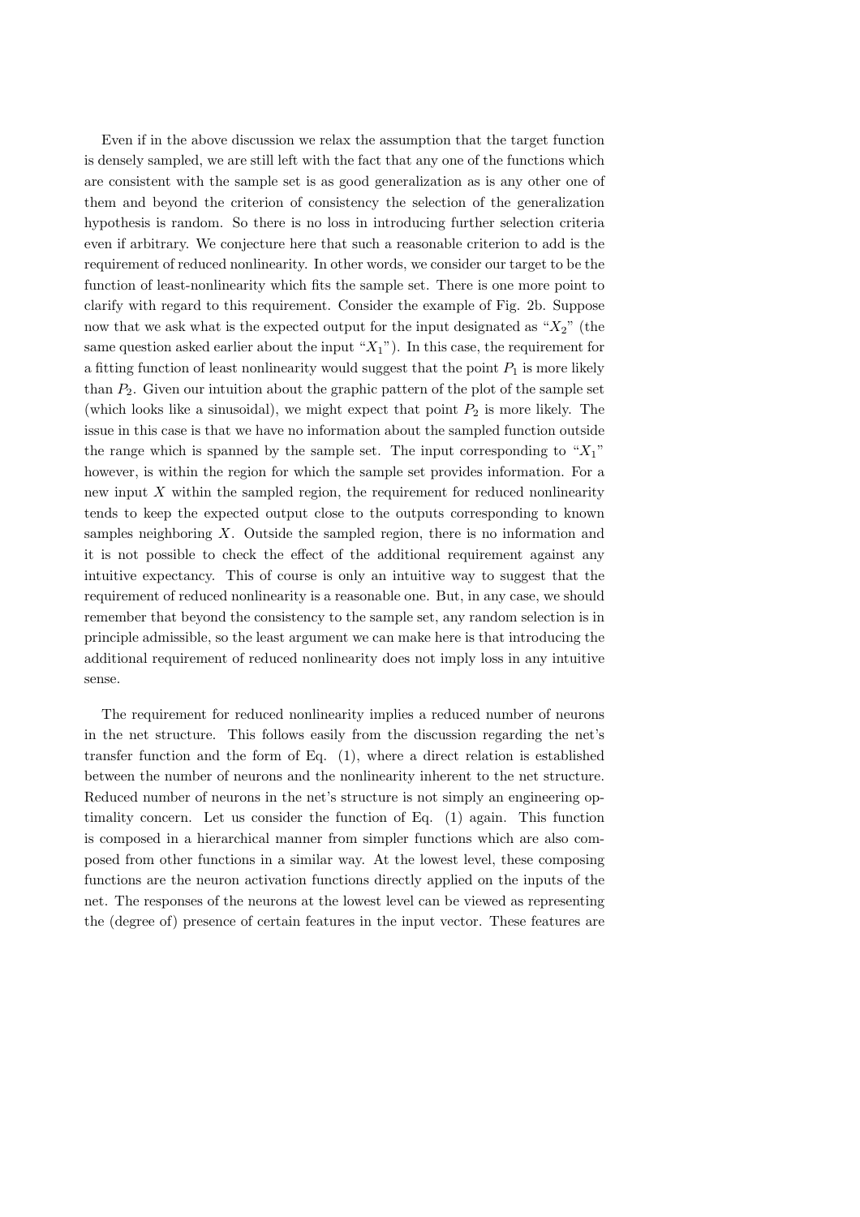Even if in the above discussion we relax the assumption that the target function is densely sampled, we are still left with the fact that any one of the functions which are consistent with the sample set is as good generalization as is any other one of them and beyond the criterion of consistency the selection of the generalization hypothesis is random. So there is no loss in introducing further selection criteria even if arbitrary. We conjecture here that such a reasonable criterion to add is the requirement of reduced nonlinearity. In other words, we consider our target to be the function of least-nonlinearity which fits the sample set. There is one more point to clarify with regard to this requirement. Consider the example of Fig. 2b. Suppose now that we ask what is the expected output for the input designated as "$X_2$" (the same question asked earlier about the input "$X_1$"). In this case, the requirement for a fitting function of least nonlinearity would suggest that the point $P_1$ is more likely than $P_2$. Given our intuition about the graphic pattern of the plot of the sample set (which looks like a sinusoidal), we might expect that point $P_2$ is more likely. The issue in this case is that we have no information about the sampled function outside the range which is spanned by the sample set. The input corresponding to "$X_1$" however, is within the region for which the sample set provides information. For a new input $X$ within the sampled region, the requirement for reduced nonlinearity tends to keep the expected output close to the outputs corresponding to known samples neighboring $X$. Outside the sampled region, there is no information and it is not possible to check the effect of the additional requirement against any intuitive expectancy. This of course is only an intuitive way to suggest that the requirement of reduced nonlinearity is a reasonable one. But, in any case, we should remember that beyond the consistency to the sample set, any random selection is in principle admissible, so the least argument we can make here is that introducing the additional requirement of reduced nonlinearity does not imply loss in any intuitive sense.

The requirement for reduced nonlinearity implies a reduced number of neurons in the net structure. This follows easily from the discussion regarding the net's transfer function and the form of Eq. (1), where a direct relation is established between the number of neurons and the nonlinearity inherent to the net structure. Reduced number of neurons in the net's structure is not simply an engineering optimality concern. Let us consider the function of Eq. (1) again. This function is composed in a hierarchical manner from simpler functions which are also composed from other functions in a similar way. At the lowest level, these composing functions are the neuron activation functions directly applied on the inputs of the net. The responses of the neurons at the lowest level can be viewed as representing the (degree of) presence of certain features in the input vector. These features are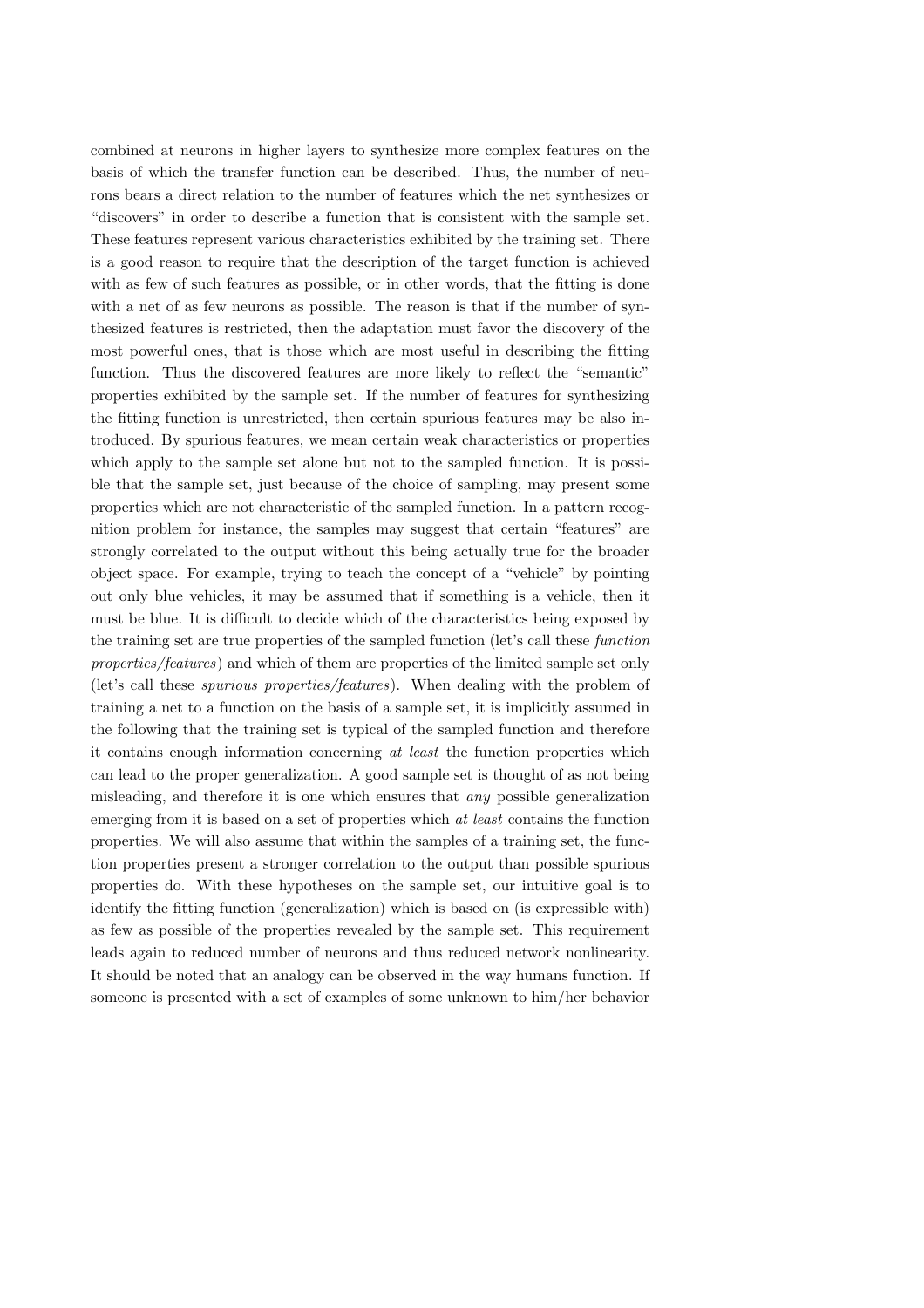combined at neurons in higher layers to synthesize more complex features on the basis of which the transfer function can be described. Thus, the number of neurons bears a direct relation to the number of features which the net synthesizes or "discovers" in order to describe a function that is consistent with the sample set. These features represent various characteristics exhibited by the training set. There is a good reason to require that the description of the target function is achieved with as few of such features as possible, or in other words, that the fitting is done with a net of as few neurons as possible. The reason is that if the number of synthesized features is restricted, then the adaptation must favor the discovery of the most powerful ones, that is those which are most useful in describing the fitting function. Thus the discovered features are more likely to reflect the "semantic" properties exhibited by the sample set. If the number of features for synthesizing the fitting function is unrestricted, then certain spurious features may be also introduced. By spurious features, we mean certain weak characteristics or properties which apply to the sample set alone but not to the sampled function. It is possible that the sample set, just because of the choice of sampling, may present some properties which are not characteristic of the sampled function. In a pattern recognition problem for instance, the samples may suggest that certain "features" are strongly correlated to the output without this being actually true for the broader object space. For example, trying to teach the concept of a "vehicle" by pointing out only blue vehicles, it may be assumed that if something is a vehicle, then it must be blue. It is difficult to decide which of the characteristics being exposed by the training set are true properties of the sampled function (let's call these *function properties/features*) and which of them are properties of the limited sample set only (let's call these *spurious properties/features*). When dealing with the problem of training a net to a function on the basis of a sample set, it is implicitly assumed in the following that the training set is typical of the sampled function and therefore it contains enough information concerning *at least* the function properties which can lead to the proper generalization. A good sample set is thought of as not being misleading, and therefore it is one which ensures that *any* possible generalization emerging from it is based on a set of properties which *at least* contains the function properties. We will also assume that within the samples of a training set, the function properties present a stronger correlation to the output than possible spurious properties do. With these hypotheses on the sample set, our intuitive goal is to identify the fitting function (generalization) which is based on (is expressible with) as few as possible of the properties revealed by the sample set. This requirement leads again to reduced number of neurons and thus reduced network nonlinearity. It should be noted that an analogy can be observed in the way humans function. If someone is presented with a set of examples of some unknown to him/her behavior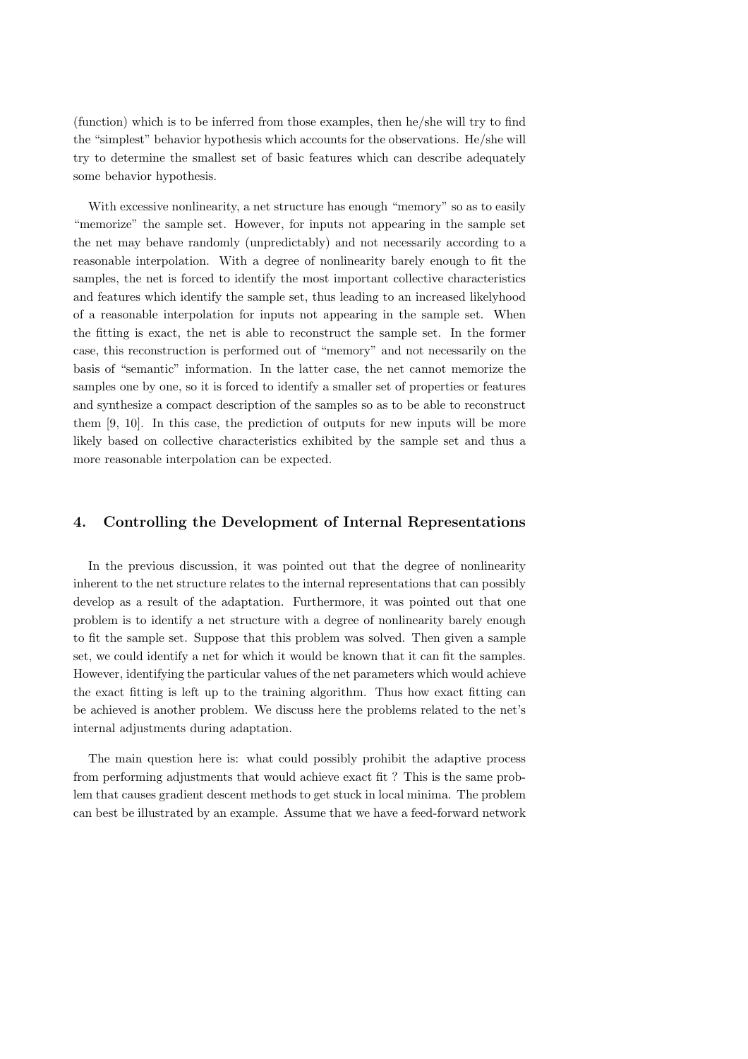(function) which is to be inferred from those examples, then he/she will try to find the "simplest" behavior hypothesis which accounts for the observations. He/she will try to determine the smallest set of basic features which can describe adequately some behavior hypothesis.

With excessive nonlinearity, a net structure has enough "memory" so as to easily "memorize" the sample set. However, for inputs not appearing in the sample set the net may behave randomly (unpredictably) and not necessarily according to a reasonable interpolation. With a degree of nonlinearity barely enough to fit the samples, the net is forced to identify the most important collective characteristics and features which identify the sample set, thus leading to an increased likelyhood of a reasonable interpolation for inputs not appearing in the sample set. When the fitting is exact, the net is able to reconstruct the sample set. In the former case, this reconstruction is performed out of "memory" and not necessarily on the basis of "semantic" information. In the latter case, the net cannot memorize the samples one by one, so it is forced to identify a smaller set of properties or features and synthesize a compact description of the samples so as to be able to reconstruct them [9, 10]. In this case, the prediction of outputs for new inputs will be more likely based on collective characteristics exhibited by the sample set and thus a more reasonable interpolation can be expected.

## 4. Controlling the Development of Internal Representations

In the previous discussion, it was pointed out that the degree of nonlinearity inherent to the net structure relates to the internal representations that can possibly develop as a result of the adaptation. Furthermore, it was pointed out that one problem is to identify a net structure with a degree of nonlinearity barely enough to fit the sample set. Suppose that this problem was solved. Then given a sample set, we could identify a net for which it would be known that it can fit the samples. However, identifying the particular values of the net parameters which would achieve the exact fitting is left up to the training algorithm. Thus how exact fitting can be achieved is another problem. We discuss here the problems related to the net's internal adjustments during adaptation.

The main question here is: what could possibly prohibit the adaptive process from performing adjustments that would achieve exact fit ? This is the same problem that causes gradient descent methods to get stuck in local minima. The problem can best be illustrated by an example. Assume that we have a feed-forward network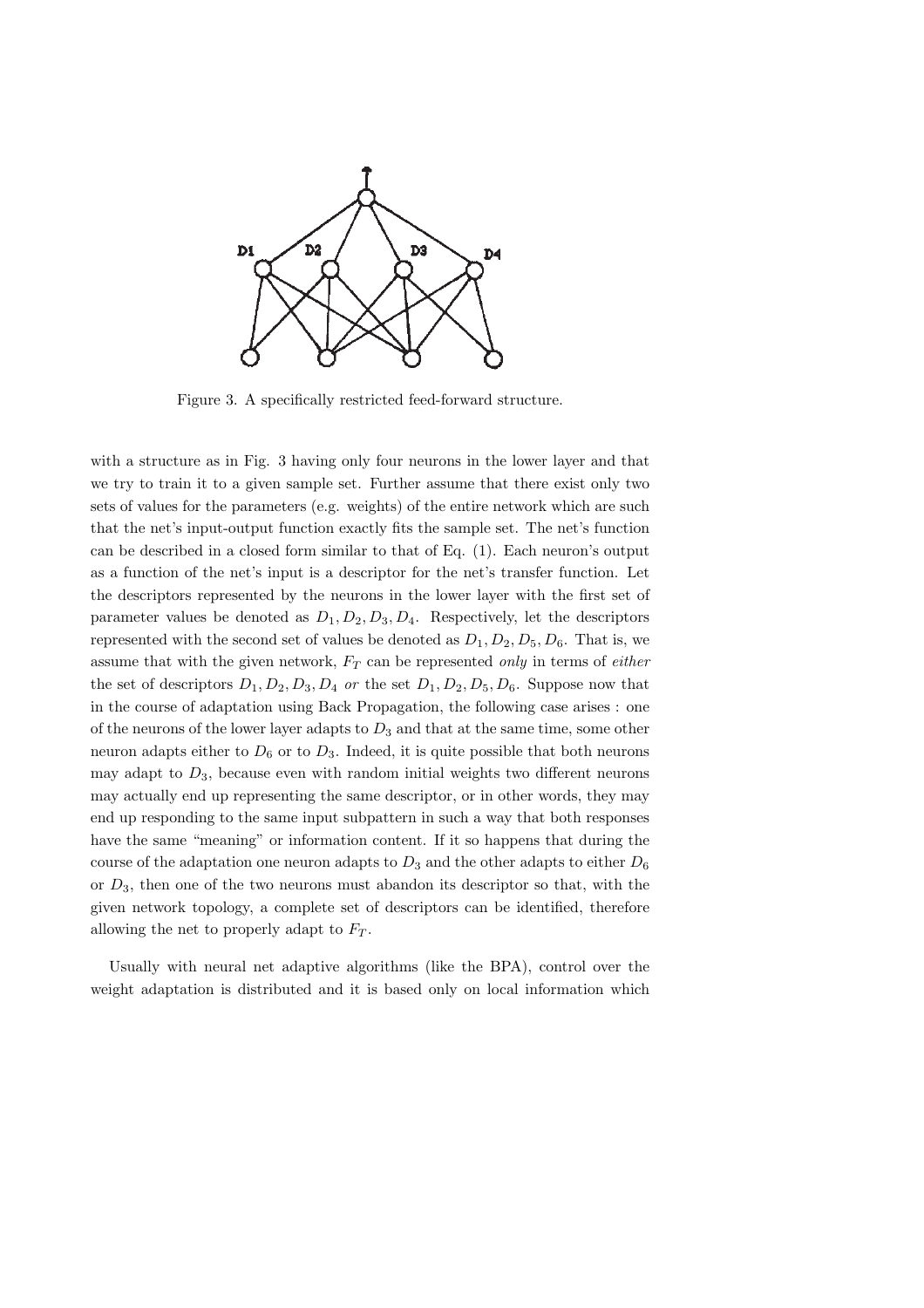Figure 3. A specifically restricted feed-forward structure.

with a structure as in Fig. 3 having only four neurons in the lower layer and that we try to train it to a given sample set. Further assume that there exist only two sets of values for the parameters (e.g. weights) of the entire network which are such that the net's input-output function exactly fits the sample set. The net's function can be described in a closed form similar to that of Eq. (1). Each neuron's output as a function of the net's input is a descriptor for the net's transfer function. Let the descriptors represented by the neurons in the lower layer with the first set of parameter values be denoted as $D_1, D_2, D_3, D_4$. Respectively, let the descriptors represented with the second set of values be denoted as $D_1, D_2, D_5, D_6$. That is, we assume that with the given network, $F_T$ can be represented *only* in terms of *either* the set of descriptors $D_1, D_2, D_3, D_4$ *or* the set $D_1, D_2, D_5, D_6$. Suppose now that in the course of adaptation using Back Propagation, the following case arises : one of the neurons of the lower layer adapts to $D_3$ and that at the same time, some other neuron adapts either to $D_6$ or to $D_3$. Indeed, it is quite possible that both neurons may adapt to $D_3$, because even with random initial weights two different neurons may actually end up representing the same descriptor, or in other words, they may end up responding to the same input subpattern in such a way that both responses have the same "meaning" or information content. If it so happens that during the course of the adaptation one neuron adapts to $D_3$ and the other adapts to either $D_6$ or $D_3$, then one of the two neurons must abandon its descriptor so that, with the given network topology, a complete set of descriptors can be identified, therefore allowing the net to properly adapt to $F_T$.

Usually with neural net adaptive algorithms (like the BPA), control over the weight adaptation is distributed and it is based only on local information which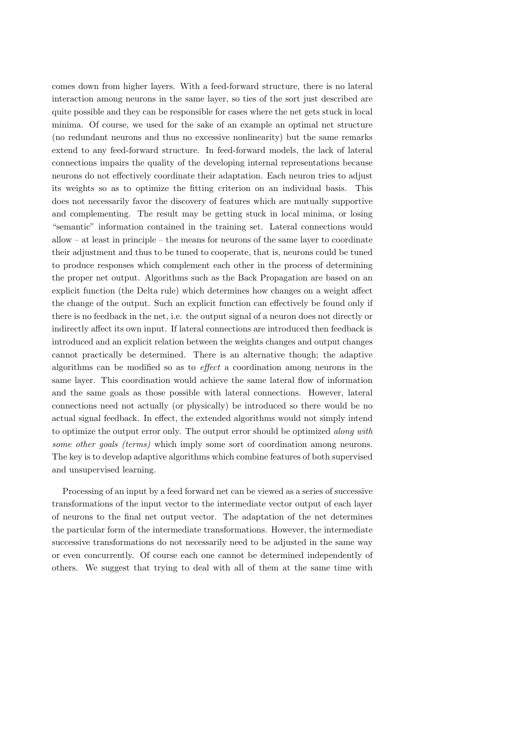comes down from higher layers. With a feed-forward structure, there is no lateral interaction among neurons in the same layer, so ties of the sort just described are quite possible and they can be responsible for cases where the net gets stuck in local minima. Of course, we used for the sake of an example an optimal net structure (no redundant neurons and thus no excessive nonlinearity) but the same remarks extend to any feed-forward structure. In feed-forward models, the lack of lateral connections impairs the quality of the developing internal representations because neurons do not effectively coordinate their adaptation. Each neuron tries to adjust its weights so as to optimize the fitting criterion on an individual basis. This does not necessarily favor the discovery of features which are mutually supportive and complementing. The result may be getting stuck in local minima, or losing "semantic" information contained in the training set. Lateral connections would allow – at least in principle – the means for neurons of the same layer to coordinate their adjustment and thus to be tuned to cooperate, that is, neurons could be tuned to produce responses which complement each other in the process of determining the proper net output. Algorithms such as the Back Propagation are based on an explicit function (the Delta rule) which determines how changes on a weight affect the change of the output. Such an explicit function can effectively be found only if there is no feedback in the net, i.e. the output signal of a neuron does not directly or indirectly affect its own input. If lateral connections are introduced then feedback is introduced and an explicit relation between the weights changes and output changes cannot practically be determined. There is an alternative though; the adaptive algorithms can be modified so as to *effect* a coordination among neurons in the same layer. This coordination would achieve the same lateral flow of information and the same goals as those possible with lateral connections. However, lateral connections need not actually (or physically) be introduced so there would be no actual signal feedback. In effect, the extended algorithms would not simply intend to optimize the output error only. The output error should be optimized *along with some other goals (terms)* which imply some sort of coordination among neurons. The key is to develop adaptive algorithms which combine features of both supervised and unsupervised learning.

Processing of an input by a feed forward net can be viewed as a series of successive transformations of the input vector to the intermediate vector output of each layer of neurons to the final net output vector. The adaptation of the net determines the particular form of the intermediate transformations. However, the intermediate successive transformations do not necessarily need to be adjusted in the same way or even concurrently. Of course each one cannot be determined independently of others. We suggest that trying to deal with all of them at the same time with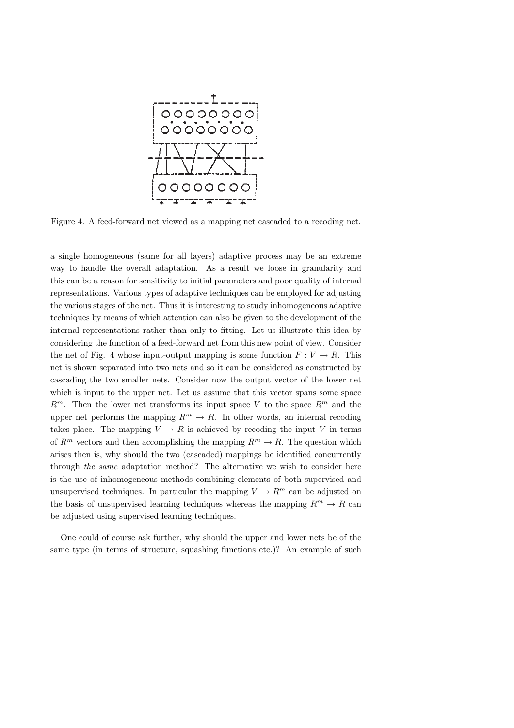Figure 4. A feed-forward net viewed as a mapping net cascaded to a recoding net.

a single homogeneous (same for all layers) adaptive process may be an extreme way to handle the overall adaptation. As a result we loose in granularity and this can be a reason for sensitivity to initial parameters and poor quality of internal representations. Various types of adaptive techniques can be employed for adjusting the various stages of the net. Thus it is interesting to study inhomogeneous adaptive techniques by means of which attention can also be given to the development of the internal representations rather than only to fitting. Let us illustrate this idea by considering the function of a feed-forward net from this new point of view. Consider the net of Fig. 4 whose input-output mapping is some function $F : V \to R$. This net is shown separated into two nets and so it can be considered as constructed by cascading the two smaller nets. Consider now the output vector of the lower net which is input to the upper net. Let us assume that this vector spans some space $R^m$. Then the lower net transforms its input space $V$ to the space $R^m$ and the upper net performs the mapping $R^m \to R$. In other words, an internal recoding takes place. The mapping $V \to R$ is achieved by recoding the input $V$ in terms of $R^m$ vectors and then accomplishing the mapping $R^m \to R$. The question which arises then is, why should the two (cascaded) mappings be identified concurrently through *the same* adaptation method? The alternative we wish to consider here is the use of inhomogeneous methods combining elements of both supervised and unsupervised techniques. In particular the mapping $V \to R^m$ can be adjusted on the basis of unsupervised learning techniques whereas the mapping $R^m \to R$ can be adjusted using supervised learning techniques.

One could of course ask further, why should the upper and lower nets be of the same type (in terms of structure, squashing functions etc.)? An example of such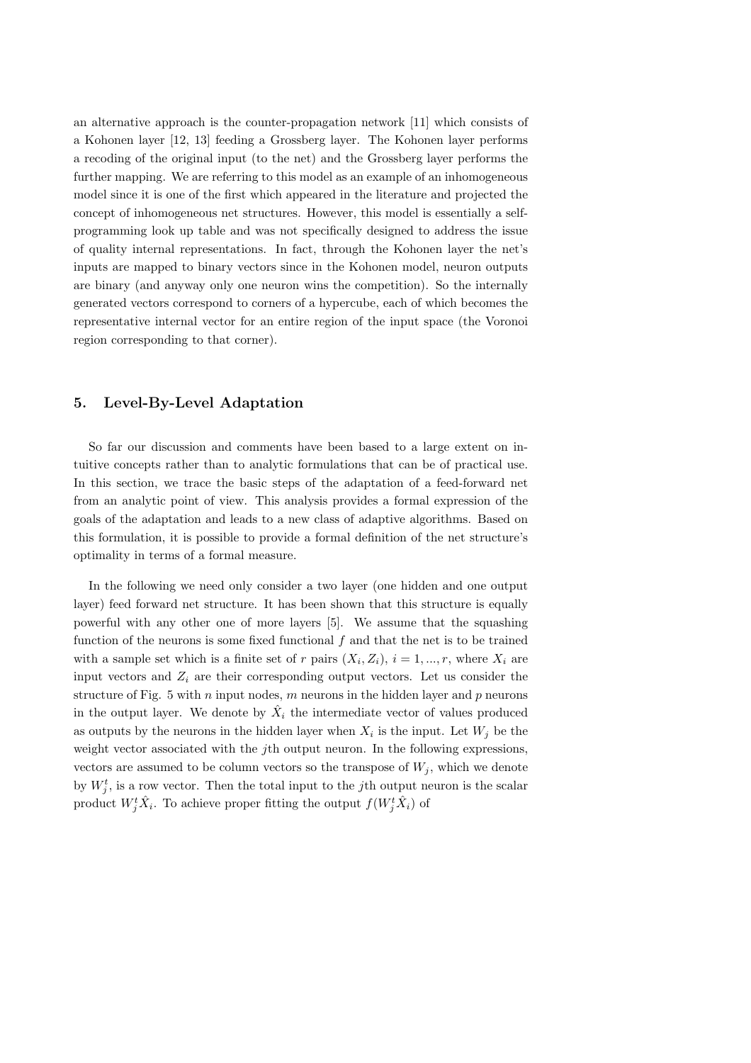an alternative approach is the counter-propagation network [11] which consists of a Kohonen layer [12, 13] feeding a Grossberg layer. The Kohonen layer performs a recoding of the original input (to the net) and the Grossberg layer performs the further mapping. We are referring to this model as an example of an inhomogeneous model since it is one of the first which appeared in the literature and projected the concept of inhomogeneous net structures. However, this model is essentially a self-programming look up table and was not specifically designed to address the issue of quality internal representations. In fact, through the Kohonen layer the net's inputs are mapped to binary vectors since in the Kohonen model, neuron outputs are binary (and anyway only one neuron wins the competition). So the internally generated vectors correspond to corners of a hypercube, each of which becomes the representative internal vector for an entire region of the input space (the Voronoi region corresponding to that corner).

## 5. Level-By-Level Adaptation

So far our discussion and comments have been based to a large extent on intuitive concepts rather than to analytic formulations that can be of practical use. In this section, we trace the basic steps of the adaptation of a feed-forward net from an analytic point of view. This analysis provides a formal expression of the goals of the adaptation and leads to a new class of adaptive algorithms. Based on this formulation, it is possible to provide a formal definition of the net structure's optimality in terms of a formal measure.

In the following we need only consider a two layer (one hidden and one output layer) feed forward net structure. It has been shown that this structure is equally powerful with any other one of more layers [5]. We assume that the squashing function of the neurons is some fixed functional $f$ and that the net is to be trained with a sample set which is a finite set of $r$ pairs $(X_i, Z_i)$, $i = 1, ..., r$, where $X_i$ are input vectors and $Z_i$ are their corresponding output vectors. Let us consider the structure of Fig. 5 with $n$ input nodes, $m$ neurons in the hidden layer and $p$ neurons in the output layer. We denote by $\hat{X}_i$ the intermediate vector of values produced as outputs by the neurons in the hidden layer when $X_i$ is the input. Let $W_j$ be the weight vector associated with the $j$th output neuron. In the following expressions, vectors are assumed to be column vectors so the transpose of $W_j$, which we denote by $W_j^t$, is a row vector. Then the total input to the $j$th output neuron is the scalar product $W_j^t \hat{X}_i$. To achieve proper fitting the output $f(W_j^t \hat{X}_i)$ of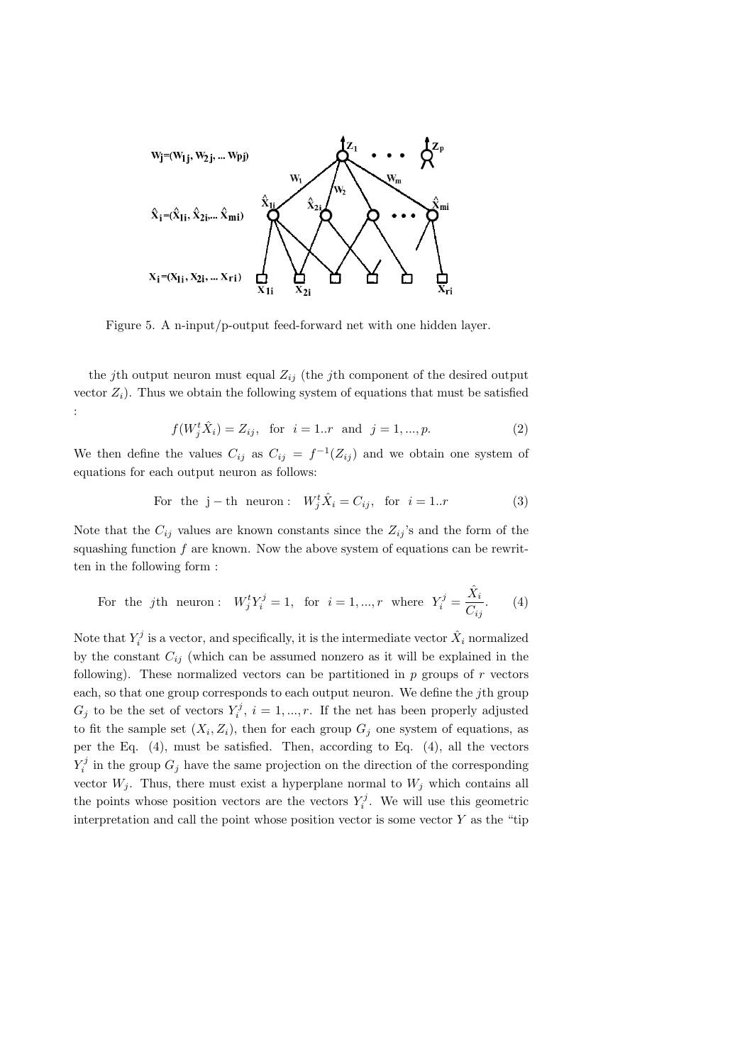Figure 5. A n-input/p-output feed-forward net with one hidden layer.

the $j$th output neuron must equal $Z_{ij}$ (the $j$th component of the desired output vector $Z_i$). Thus we obtain the following system of equations that must be satisfied :

$$f(W_j^t \hat{X}_i) = Z_{ij}, \quad \text{for} \quad i = 1..r \quad \text{and} \quad j = 1, ..., p. \tag{2}$$

We then define the values $C_{ij}$ as $C_{ij} = f^{-1}(Z_{ij})$ and we obtain one system of equations for each output neuron as follows:

$$\text{For the j-th neuron}: \quad W_j^t \hat{X}_i = C_{ij}, \quad \text{for} \quad i = 1..r \tag{3}$$

Note that the $C_{ij}$ values are known constants since the $Z_{ij}$'s and the form of the squashing function $f$ are known. Now the above system of equations can be rewritten in the following form :

$$\text{For the } j\text{th neuron}: \quad W_j^t Y_i^j = 1, \quad \text{for} \quad i = 1, ..., r \quad \text{where} \quad Y_i^j = \frac{\hat{X}_i}{C_{ij}}. \tag{4}$$

Note that $Y_i^j$ is a vector, and specifically, it is the intermediate vector $\hat{X}_i$ normalized by the constant $C_{ij}$ (which can be assumed nonzero as it will be explained in the following). These normalized vectors can be partitioned in $p$ groups of $r$ vectors each, so that one group corresponds to each output neuron. We define the $j$th group $G_j$ to be the set of vectors $Y_i^j$, $i = 1, ..., r$. If the net has been properly adjusted to fit the sample set $(X_i, Z_i)$, then for each group $G_j$ one system of equations, as per the Eq. (4), must be satisfied. Then, according to Eq. (4), all the vectors $Y_i^j$ in the group $G_j$ have the same projection on the direction of the corresponding vector $W_j$. Thus, there must exist a hyperplane normal to $W_j$ which contains all the points whose position vectors are the vectors $Y_i^j$. We will use this geometric interpretation and call the point whose position vector is some vector $Y$ as the "tip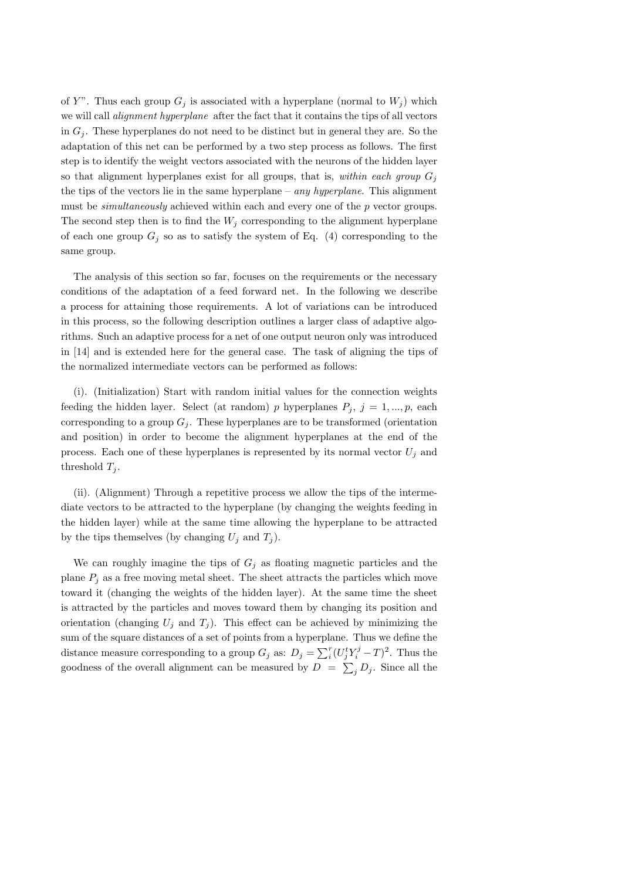of $Y$". Thus each group $G_j$ is associated with a hyperplane (normal to $W_j$) which we will call *alignment hyperplane* after the fact that it contains the tips of all vectors in $G_j$. These hyperplanes do not need to be distinct but in general they are. So the adaptation of this net can be performed by a two step process as follows. The first step is to identify the weight vectors associated with the neurons of the hidden layer so that alignment hyperplanes exist for all groups, that is, *within each group* $G_j$ the tips of the vectors lie in the same hyperplane – *any hyperplane*. This alignment must be *simultaneously* achieved within each and every one of the $p$ vector groups. The second step then is to find the $W_j$ corresponding to the alignment hyperplane of each one group $G_j$ so as to satisfy the system of Eq. (4) corresponding to the same group.

The analysis of this section so far, focuses on the requirements or the necessary conditions of the adaptation of a feed forward net. In the following we describe a process for attaining those requirements. A lot of variations can be introduced in this process, so the following description outlines a larger class of adaptive algorithms. Such an adaptive process for a net of one output neuron only was introduced in [14] and is extended here for the general case. The task of aligning the tips of the normalized intermediate vectors can be performed as follows:

(i). (Initialization) Start with random initial values for the connection weights feeding the hidden layer. Select (at random) $p$ hyperplanes $P_j$, $j = 1, ..., p$, each corresponding to a group $G_j$. These hyperplanes are to be transformed (orientation and position) in order to become the alignment hyperplanes at the end of the process. Each one of these hyperplanes is represented by its normal vector $U_j$ and threshold $T_j$.

(ii). (Alignment) Through a repetitive process we allow the tips of the intermediate vectors to be attracted to the hyperplane (by changing the weights feeding in the hidden layer) while at the same time allowing the hyperplane to be attracted by the tips themselves (by changing $U_j$ and $T_j$).

We can roughly imagine the tips of $G_j$ as floating magnetic particles and the plane $P_j$ as a free moving metal sheet. The sheet attracts the particles which move toward it (changing the weights of the hidden layer). At the same time the sheet is attracted by the particles and moves toward them by changing its position and orientation (changing $U_j$ and $T_j$). This effect can be achieved by minimizing the sum of the square distances of a set of points from a hyperplane. Thus we define the distance measure corresponding to a group $G_j$ as: $D_j = \sum_i^r (U_j^t Y_i^j - T)^2$. Thus the goodness of the overall alignment can be measured by $D = \sum_j D_j$. Since all the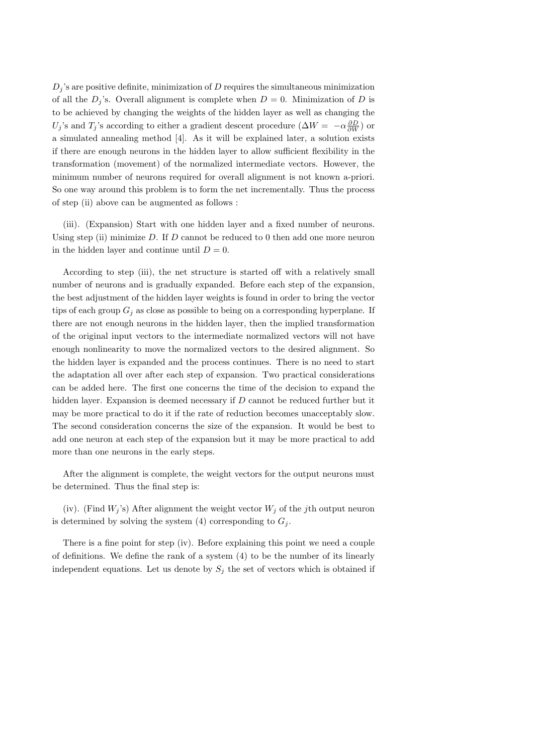$D_j$'s are positive definite, minimization of $D$ requires the simultaneous minimization of all the $D_j$'s. Overall alignment is complete when $D = 0$. Minimization of $D$ is to be achieved by changing the weights of the hidden layer as well as changing the $U_j$'s and $T_j$'s according to either a gradient descent procedure ($\Delta W = -\alpha \frac{\partial D}{\partial W}$) or a simulated annealing method [4]. As it will be explained later, a solution exists if there are enough neurons in the hidden layer to allow sufficient flexibility in the transformation (movement) of the normalized intermediate vectors. However, the minimum number of neurons required for overall alignment is not known a-priori. So one way around this problem is to form the net incrementally. Thus the process of step (ii) above can be augmented as follows :

(iii). (Expansion) Start with one hidden layer and a fixed number of neurons. Using step (ii) minimize $D$. If $D$ cannot be reduced to 0 then add one more neuron in the hidden layer and continue until $D = 0$.

According to step (iii), the net structure is started off with a relatively small number of neurons and is gradually expanded. Before each step of the expansion, the best adjustment of the hidden layer weights is found in order to bring the vector tips of each group $G_j$ as close as possible to being on a corresponding hyperplane. If there are not enough neurons in the hidden layer, then the implied transformation of the original input vectors to the intermediate normalized vectors will not have enough nonlinearity to move the normalized vectors to the desired alignment. So the hidden layer is expanded and the process continues. There is no need to start the adaptation all over after each step of expansion. Two practical considerations can be added here. The first one concerns the time of the decision to expand the hidden layer. Expansion is deemed necessary if $D$ cannot be reduced further but it may be more practical to do it if the rate of reduction becomes unacceptably slow. The second consideration concerns the size of the expansion. It would be best to add one neuron at each step of the expansion but it may be more practical to add more than one neurons in the early steps.

After the alignment is complete, the weight vectors for the output neurons must be determined. Thus the final step is:

(iv). (Find $W_j$'s) After alignment the weight vector $W_j$ of the $j$th output neuron is determined by solving the system (4) corresponding to $G_j$.

There is a fine point for step (iv). Before explaining this point we need a couple of definitions. We define the rank of a system (4) to be the number of its linearly independent equations. Let us denote by $S_j$ the set of vectors which is obtained if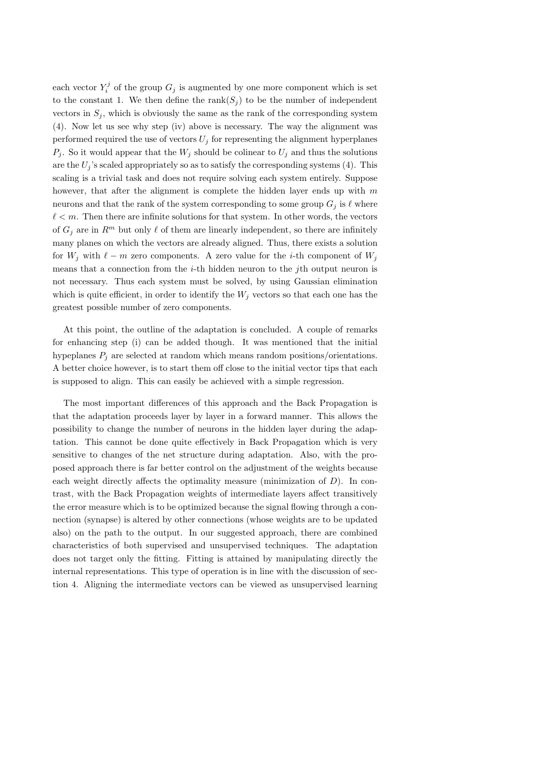each vector $Y_i^j$ of the group $G_j$ is augmented by one more component which is set to the constant 1. We then define the rank($S_j$) to be the number of independent vectors in $S_j$, which is obviously the same as the rank of the corresponding system (4). Now let us see why step (iv) above is necessary. The way the alignment was performed required the use of vectors $U_j$ for representing the alignment hyperplanes $P_j$. So it would appear that the $W_j$ should be colinear to $U_j$ and thus the solutions are the $U_j$'s scaled appropriately so as to satisfy the corresponding systems (4). This scaling is a trivial task and does not require solving each system entirely. Suppose however, that after the alignment is complete the hidden layer ends up with $m$ neurons and that the rank of the system corresponding to some group $G_j$ is $\ell$ where $\ell < m$. Then there are infinite solutions for that system. In other words, the vectors of $G_j$ are in $R^m$ but only $\ell$ of them are linearly independent, so there are infinitely many planes on which the vectors are already aligned. Thus, there exists a solution for $W_j$ with $\ell - m$ zero components. A zero value for the $i$-th component of $W_j$ means that a connection from the $i$-th hidden neuron to the $j$th output neuron is not necessary. Thus each system must be solved, by using Gaussian elimination which is quite efficient, in order to identify the $W_j$ vectors so that each one has the greatest possible number of zero components.

At this point, the outline of the adaptation is concluded. A couple of remarks for enhancing step (i) can be added though. It was mentioned that the initial hypeplanes $P_j$ are selected at random which means random positions/orientations. A better choice however, is to start them off close to the initial vector tips that each is supposed to align. This can easily be achieved with a simple regression.

The most important differences of this approach and the Back Propagation is that the adaptation proceeds layer by layer in a forward manner. This allows the possibility to change the number of neurons in the hidden layer during the adaptation. This cannot be done quite effectively in Back Propagation which is very sensitive to changes of the net structure during adaptation. Also, with the proposed approach there is far better control on the adjustment of the weights because each weight directly affects the optimality measure (minimization of $D$). In contrast, with the Back Propagation weights of intermediate layers affect transitively the error measure which is to be optimized because the signal flowing through a connection (synapse) is altered by other connections (whose weights are to be updated also) on the path to the output. In our suggested approach, there are combined characteristics of both supervised and unsupervised techniques. The adaptation does not target only the fitting. Fitting is attained by manipulating directly the internal representations. This type of operation is in line with the discussion of section 4. Aligning the intermediate vectors can be viewed as unsupervised learning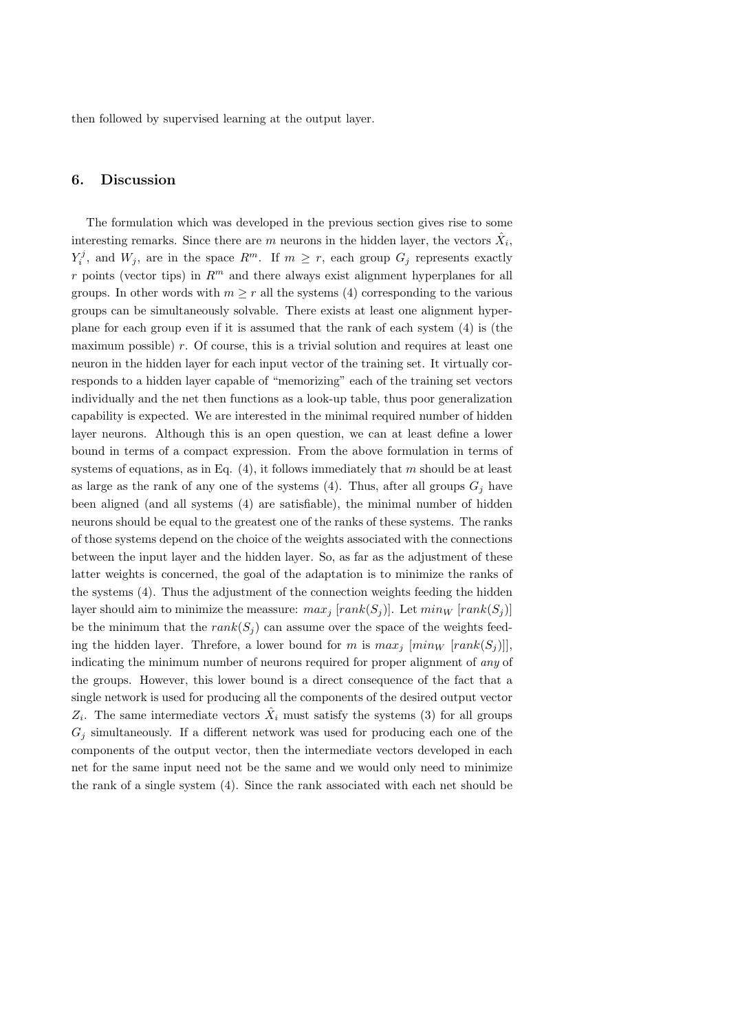then followed by supervised learning at the output layer.

## 6. Discussion

The formulation which was developed in the previous section gives rise to some interesting remarks. Since there are $m$ neurons in the hidden layer, the vectors $\hat{X}_i$, $Y_i^j$, and $W_j$, are in the space $R^m$. If $m \geq r$, each group $G_j$ represents exactly $r$ points (vector tips) in $R^m$ and there always exist alignment hyperplanes for all groups. In other words with $m \geq r$ all the systems (4) corresponding to the various groups can be simultaneously solvable. There exists at least one alignment hyperplane for each group even if it is assumed that the rank of each system (4) is (the maximum possible) $r$. Of course, this is a trivial solution and requires at least one neuron in the hidden layer for each input vector of the training set. It virtually corresponds to a hidden layer capable of "memorizing" each of the training set vectors individually and the net then functions as a look-up table, thus poor generalization capability is expected. We are interested in the minimal required number of hidden layer neurons. Although this is an open question, we can at least define a lower bound in terms of a compact expression. From the above formulation in terms of systems of equations, as in Eq. (4), it follows immediately that $m$ should be at least as large as the rank of any one of the systems (4). Thus, after all groups $G_j$ have been aligned (and all systems (4) are satisfiable), the minimal number of hidden neurons should be equal to the greatest one of the ranks of these systems. The ranks of those systems depend on the choice of the weights associated with the connections between the input layer and the hidden layer. So, as far as the adjustment of these latter weights is concerned, the goal of the adaptation is to minimize the ranks of the systems (4). Thus the adjustment of the connection weights feeding the hidden layer should aim to minimize the meassure: $max_j\ [rank(S_j)]$. Let $min_W\ [rank(S_j)]$ be the minimum that the $rank(S_j)$ can assume over the space of the weights feeding the hidden layer. Threfore, a lower bound for $m$ is $max_j\ [min_W\ [rank(S_j)]]$, indicating the minimum number of neurons required for proper alignment of *any* of the groups. However, this lower bound is a direct consequence of the fact that a single network is used for producing all the components of the desired output vector $Z_i$. The same intermediate vectors $\hat{X}_i$ must satisfy the systems (3) for all groups $G_j$ simultaneously. If a different network was used for producing each one of the components of the output vector, then the intermediate vectors developed in each net for the same input need not be the same and we would only need to minimize the rank of a single system (4). Since the rank associated with each net should be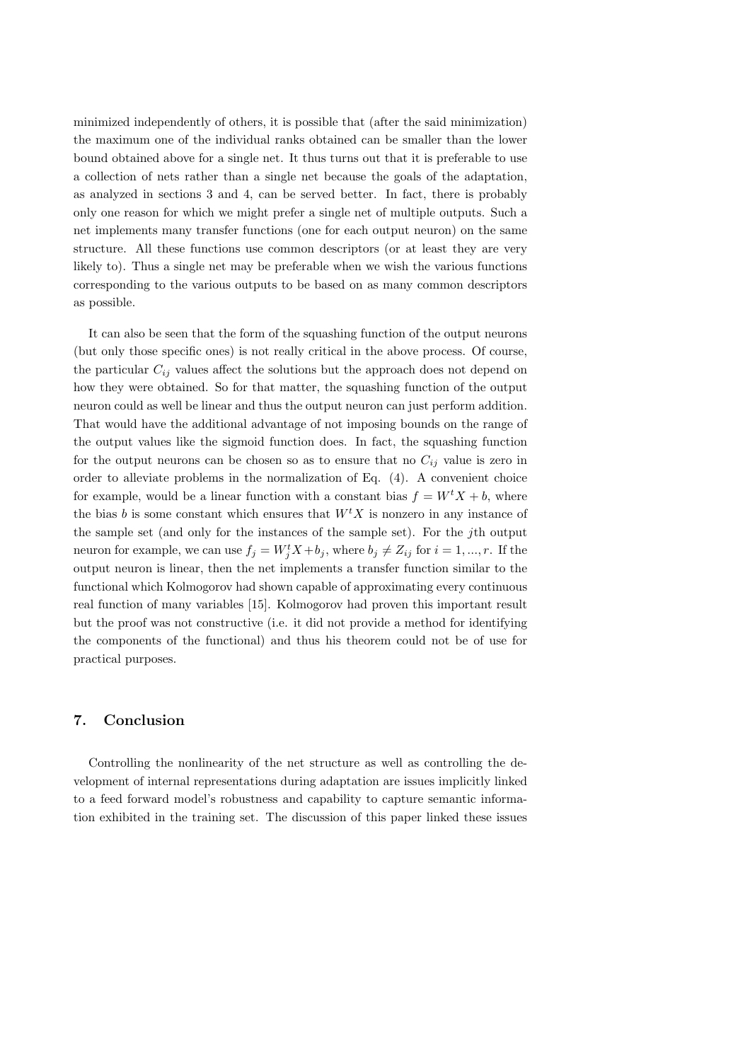minimized independently of others, it is possible that (after the said minimization) the maximum one of the individual ranks obtained can be smaller than the lower bound obtained above for a single net. It thus turns out that it is preferable to use a collection of nets rather than a single net because the goals of the adaptation, as analyzed in sections 3 and 4, can be served better. In fact, there is probably only one reason for which we might prefer a single net of multiple outputs. Such a net implements many transfer functions (one for each output neuron) on the same structure. All these functions use common descriptors (or at least they are very likely to). Thus a single net may be preferable when we wish the various functions corresponding to the various outputs to be based on as many common descriptors as possible.

It can also be seen that the form of the squashing function of the output neurons (but only those specific ones) is not really critical in the above process. Of course, the particular $C_{ij}$ values affect the solutions but the approach does not depend on how they were obtained. So for that matter, the squashing function of the output neuron could as well be linear and thus the output neuron can just perform addition. That would have the additional advantage of not imposing bounds on the range of the output values like the sigmoid function does. In fact, the squashing function for the output neurons can be chosen so as to ensure that no $C_{ij}$ value is zero in order to alleviate problems in the normalization of Eq. (4). A convenient choice for example, would be a linear function with a constant bias $f = W^t X + b$, where the bias $b$ is some constant which ensures that $W^t X$ is nonzero in any instance of the sample set (and only for the instances of the sample set). For the $j$th output neuron for example, we can use $f_j = W_j^t X + b_j$, where $b_j \neq Z_{ij}$ for $i = 1, ..., r$. If the output neuron is linear, then the net implements a transfer function similar to the functional which Kolmogorov had shown capable of approximating every continuous real function of many variables [15]. Kolmogorov had proven this important result but the proof was not constructive (i.e. it did not provide a method for identifying the components of the functional) and thus his theorem could not be of use for practical purposes.

## 7. Conclusion

Controlling the nonlinearity of the net structure as well as controlling the development of internal representations during adaptation are issues implicitly linked to a feed forward model's robustness and capability to capture semantic information exhibited in the training set. The discussion of this paper linked these issues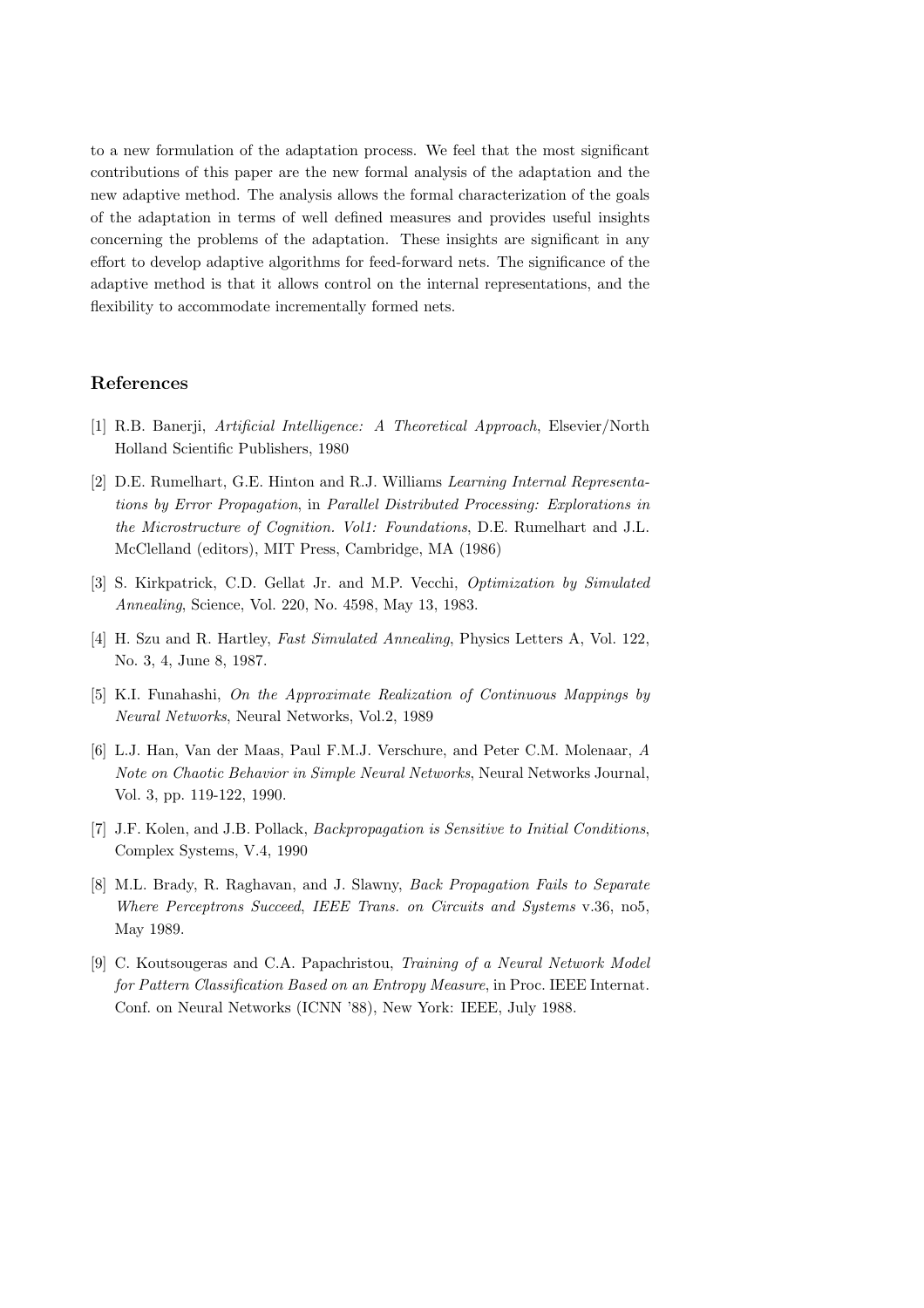to a new formulation of the adaptation process. We feel that the most significant contributions of this paper are the new formal analysis of the adaptation and the new adaptive method. The analysis allows the formal characterization of the goals of the adaptation in terms of well defined measures and provides useful insights concerning the problems of the adaptation. These insights are significant in any effort to develop adaptive algorithms for feed-forward nets. The significance of the adaptive method is that it allows control on the internal representations, and the flexibility to accommodate incrementally formed nets.

## References

[1] R.B. Banerji, *Artificial Intelligence: A Theoretical Approach*, Elsevier/North Holland Scientific Publishers, 1980

[2] D.E. Rumelhart, G.E. Hinton and R.J. Williams *Learning Internal Representations by Error Propagation*, in *Parallel Distributed Processing: Explorations in the Microstructure of Cognition. Vol1: Foundations*, D.E. Rumelhart and J.L. McClelland (editors), MIT Press, Cambridge, MA (1986)

[3] S. Kirkpatrick, C.D. Gellat Jr. and M.P. Vecchi, *Optimization by Simulated Annealing*, Science, Vol. 220, No. 4598, May 13, 1983.

[4] H. Szu and R. Hartley, *Fast Simulated Annealing*, Physics Letters A, Vol. 122, No. 3, 4, June 8, 1987.

[5] K.I. Funahashi, *On the Approximate Realization of Continuous Mappings by Neural Networks*, Neural Networks, Vol.2, 1989

[6] L.J. Han, Van der Maas, Paul F.M.J. Verschure, and Peter C.M. Molenaar, *A Note on Chaotic Behavior in Simple Neural Networks*, Neural Networks Journal, Vol. 3, pp. 119-122, 1990.

[7] J.F. Kolen, and J.B. Pollack, *Backpropagation is Sensitive to Initial Conditions*, Complex Systems, V.4, 1990

[8] M.L. Brady, R. Raghavan, and J. Slawny, *Back Propagation Fails to Separate Where Perceptrons Succeed*, *IEEE Trans. on Circuits and Systems* v.36, no5, May 1989.

[9] C. Koutsougeras and C.A. Papachristou, *Training of a Neural Network Model for Pattern Classification Based on an Entropy Measure*, in Proc. IEEE Internat. Conf. on Neural Networks (ICNN '88), New York: IEEE, July 1988.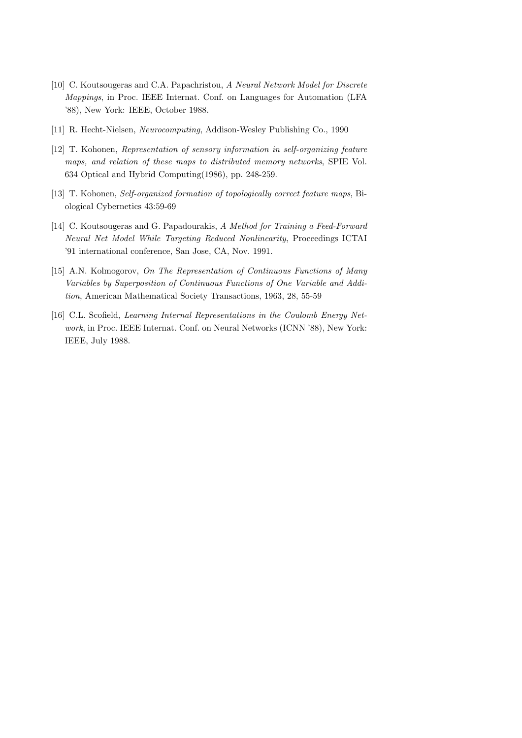[10] C. Koutsougeras and C.A. Papachristou, *A Neural Network Model for Discrete Mappings*, in Proc. IEEE Internat. Conf. on Languages for Automation (LFA '88), New York: IEEE, October 1988.

[11] R. Hecht-Nielsen, *Neurocomputing*, Addison-Wesley Publishing Co., 1990

[12] T. Kohonen, *Representation of sensory information in self-organizing feature maps, and relation of these maps to distributed memory networks*, SPIE Vol. 634 Optical and Hybrid Computing(1986), pp. 248-259.

[13] T. Kohonen, *Self-organized formation of topologically correct feature maps*, Biological Cybernetics 43:59-69

[14] C. Koutsougeras and G. Papadourakis, *A Method for Training a Feed-Forward Neural Net Model While Targeting Reduced Nonlinearity*, Proceedings ICTAI '91 international conference, San Jose, CA, Nov. 1991.

[15] A.N. Kolmogorov, *On The Representation of Continuous Functions of Many Variables by Superposition of Continuous Functions of One Variable and Addition*, American Mathematical Society Transactions, 1963, 28, 55-59

[16] C.L. Scofield, *Learning Internal Representations in the Coulomb Energy Network*, in Proc. IEEE Internat. Conf. on Neural Networks (ICNN '88), New York: IEEE, July 1988.